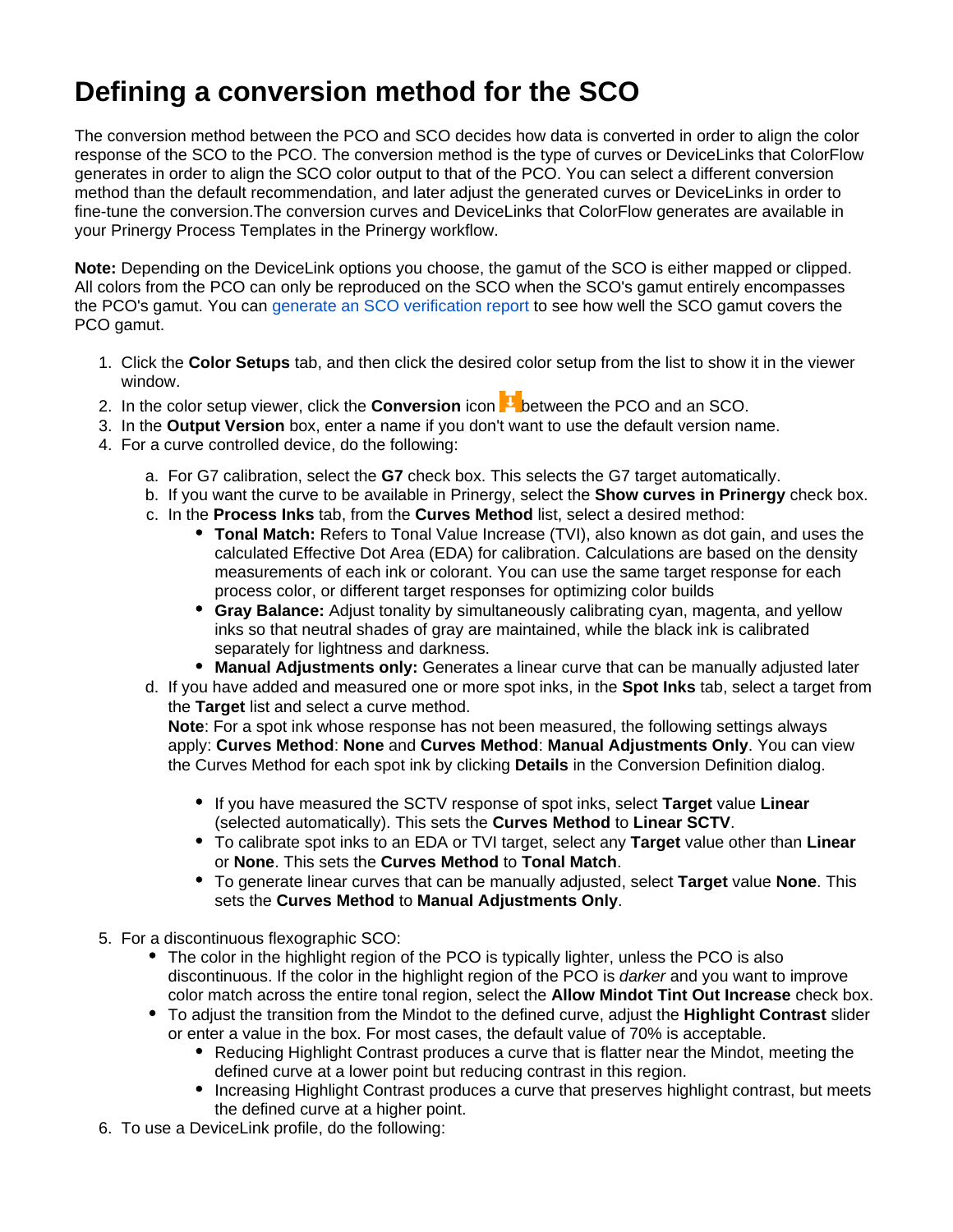# Defining a conversion method for the SCO

The conversion method between the PCO and SCO decides how data is converted in order to align the color response of the SCO to the PCO. The conversion method is the type of curves or DeviceLinks that ColorFlow generates in order to align the SCO color output to that of the PCO. You can select a different conversion method than the default recommendation, and later adjust the generated curves or DeviceLinks in order to fine-tune the conversion.The conversion curves and DeviceLinks that ColorFlow generates are available in your Prinergy Process Templates in the Prinergy workflow.

**Note:** Depending on the DeviceLink options you choose, the gamut of the SCO is either mapped or clipped. All colors from the PCO can only be reproduced on the SCO when the SCO's gamut entirely encompasses the PCO's gamut. You can generate an SCO verification report to see how well the SCO gamut covers the PCO gamut.

1. Click the **Color Setups** tab, and then click the desired color setup from the list to show it in the viewer window.
2. In the color setup viewer, click the **Conversion** icon between the PCO and an SCO.
3. In the **Output Version** box, enter a name if you don't want to use the default version name.
4. For a curve controlled device, do the following:
   a. For G7 calibration, select the **G7** check box. This selects the G7 target automatically.
   b. If you want the curve to be available in Prinergy, select the **Show curves in Prinergy** check box.
   c. In the **Process Inks** tab, from the **Curves Method** list, select a desired method:
      - **Tonal Match:** Refers to Tonal Value Increase (TVI), also known as dot gain, and uses the calculated Effective Dot Area (EDA) for calibration. Calculations are based on the density measurements of each ink or colorant. You can use the same target response for each process color, or different target responses for optimizing color builds
      - **Gray Balance:** Adjust tonality by simultaneously calibrating cyan, magenta, and yellow inks so that neutral shades of gray are maintained, while the black ink is calibrated separately for lightness and darkness.
      - **Manual Adjustments only:** Generates a linear curve that can be manually adjusted later
   d. If you have added and measured one or more spot inks, in the **Spot Inks** tab, select a target from the **Target** list and select a curve method.
      **Note**: For a spot ink whose response has not been measured, the following settings always apply: **Curves Method**: **None** and **Curves Method**: **Manual Adjustments Only**. You can view the Curves Method for each spot ink by clicking **Details** in the Conversion Definition dialog.
      - If you have measured the SCTV response of spot inks, select **Target** value **Linear** (selected automatically). This sets the **Curves Method** to **Linear SCTV**.
      - To calibrate spot inks to an EDA or TVI target, select any **Target** value other than **Linear** or **None**. This sets the **Curves Method** to **Tonal Match**.
      - To generate linear curves that can be manually adjusted, select **Target** value **None**. This sets the **Curves Method** to **Manual Adjustments Only**.
5. For a discontinuous flexographic SCO:
   - The color in the highlight region of the PCO is typically lighter, unless the PCO is also discontinuous. If the color in the highlight region of the PCO is *darker* and you want to improve color match across the entire tonal region, select the **Allow Mindot Tint Out Increase** check box.
   - To adjust the transition from the Mindot to the defined curve, adjust the **Highlight Contrast** slider or enter a value in the box. For most cases, the default value of 70% is acceptable.
      - Reducing Highlight Contrast produces a curve that is flatter near the Mindot, meeting the defined curve at a lower point but reducing contrast in this region.
      - Increasing Highlight Contrast produces a curve that preserves highlight contrast, but meets the defined curve at a higher point.
6. To use a DeviceLink profile, do the following: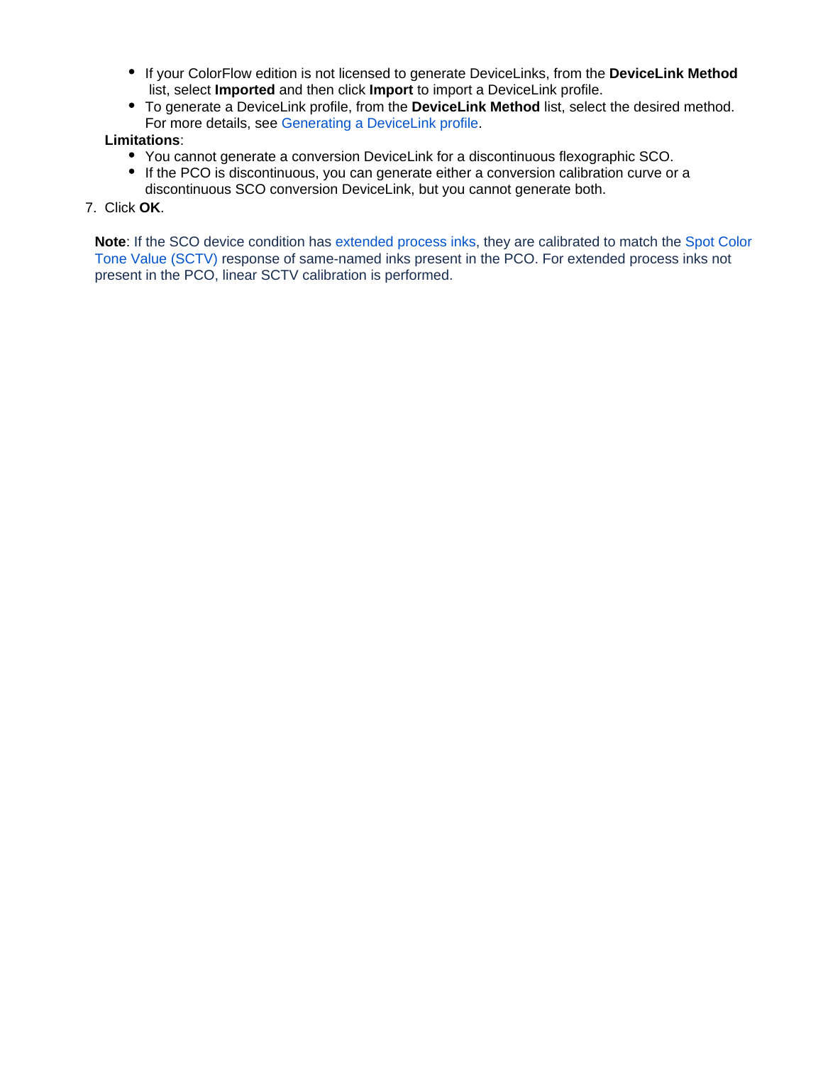- If your ColorFlow edition is not licensed to generate DeviceLinks, from the **DeviceLink Method** list, select **Imported** and then click **Import** to import a DeviceLink profile.
- To generate a DeviceLink profile, from the **DeviceLink Method** list, select the desired method. For more details, see Generating a DeviceLink profile.

**Limitations**:

- You cannot generate a conversion DeviceLink for a discontinuous flexographic SCO.
- If the PCO is discontinuous, you can generate either a conversion calibration curve or a discontinuous SCO conversion DeviceLink, but you cannot generate both.

7. Click **OK**.

**Note**: If the SCO device condition has extended process inks, they are calibrated to match the Spot Color Tone Value (SCTV) response of same-named inks present in the PCO. For extended process inks not present in the PCO, linear SCTV calibration is performed.